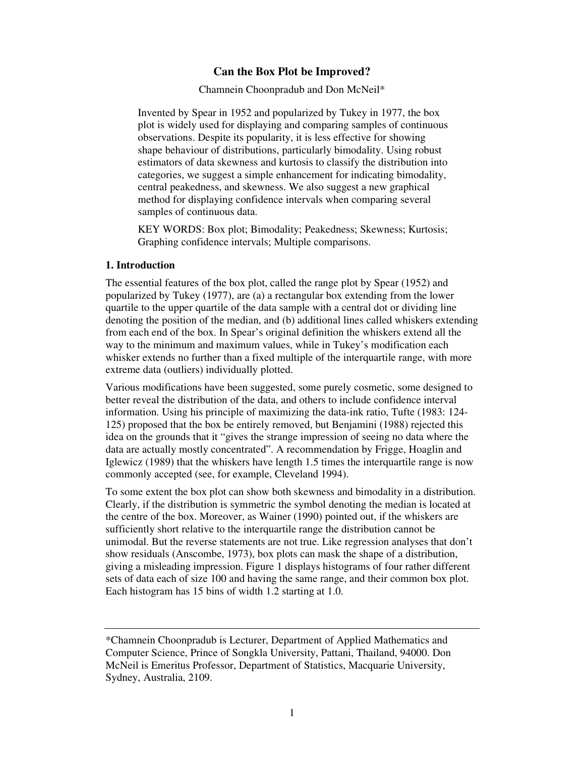# Can the Box Plot be Improved?

Chamnein Choonpradub and Don McNeil*

Invented by Spear in 1952 and popularized by Tukey in 1977, the box plot is widely used for displaying and comparing samples of continuous observations. Despite its popularity, it is less effective for showing shape behaviour of distributions, particularly bimodality. Using robust estimators of data skewness and kurtosis to classify the distribution into categories, we suggest a simple enhancement for indicating bimodality, central peakedness, and skewness. We also suggest a new graphical method for displaying confidence intervals when comparing several samples of continuous data.

KEY WORDS: Box plot; Bimodality; Peakedness; Skewness; Kurtosis; Graphing confidence intervals; Multiple comparisons.

## 1. Introduction

The essential features of the box plot, called the range plot by Spear (1952) and popularized by Tukey (1977), are (a) a rectangular box extending from the lower quartile to the upper quartile of the data sample with a central dot or dividing line denoting the position of the median, and (b) additional lines called whiskers extending from each end of the box. In Spear's original definition the whiskers extend all the way to the minimum and maximum values, while in Tukey's modification each whisker extends no further than a fixed multiple of the interquartile range, with more extreme data (outliers) individually plotted.

Various modifications have been suggested, some purely cosmetic, some designed to better reveal the distribution of the data, and others to include confidence interval information. Using his principle of maximizing the data-ink ratio, Tufte (1983: 124-125) proposed that the box be entirely removed, but Benjamini (1988) rejected this idea on the grounds that it "gives the strange impression of seeing no data where the data are actually mostly concentrated". A recommendation by Frigge, Hoaglin and Iglewicz (1989) that the whiskers have length 1.5 times the interquartile range is now commonly accepted (see, for example, Cleveland 1994).

To some extent the box plot can show both skewness and bimodality in a distribution. Clearly, if the distribution is symmetric the symbol denoting the median is located at the centre of the box. Moreover, as Wainer (1990) pointed out, if the whiskers are sufficiently short relative to the interquartile range the distribution cannot be unimodal. But the reverse statements are not true. Like regression analyses that don't show residuals (Anscombe, 1973), box plots can mask the shape of a distribution, giving a misleading impression. Figure 1 displays histograms of four rather different sets of data each of size 100 and having the same range, and their common box plot. Each histogram has 15 bins of width 1.2 starting at 1.0.

---

*Chamnein Choonpradub is Lecturer, Department of Applied Mathematics and Computer Science, Prince of Songkla University, Pattani, Thailand, 94000. Don McNeil is Emeritus Professor, Department of Statistics, Macquarie University, Sydney, Australia, 2109.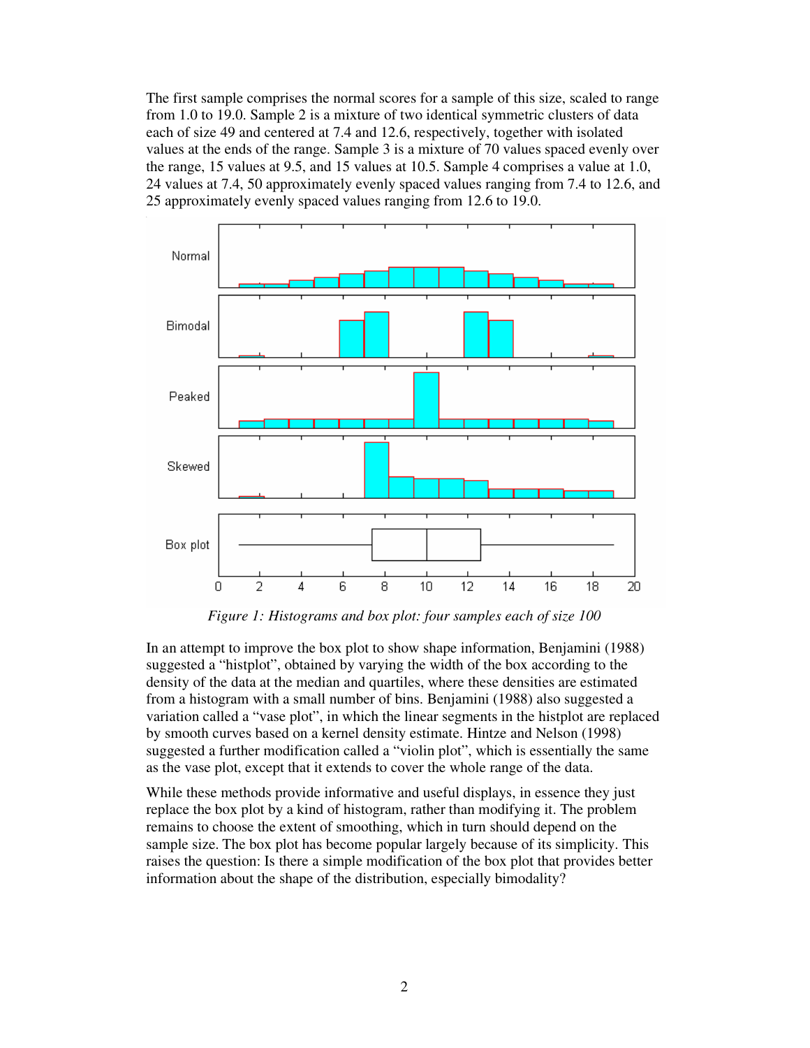The first sample comprises the normal scores for a sample of this size, scaled to range from 1.0 to 19.0. Sample 2 is a mixture of two identical symmetric clusters of data each of size 49 and centered at 7.4 and 12.6, respectively, together with isolated values at the ends of the range. Sample 3 is a mixture of 70 values spaced evenly over the range, 15 values at 9.5, and 15 values at 10.5. Sample 4 comprises a value at 1.0, 24 values at 7.4, 50 approximately evenly spaced values ranging from 7.4 to 12.6, and 25 approximately evenly spaced values ranging from 12.6 to 19.0.

*Figure 1: Histograms and box plot: four samples each of size 100*

In an attempt to improve the box plot to show shape information, Benjamini (1988) suggested a "histplot", obtained by varying the width of the box according to the density of the data at the median and quartiles, where these densities are estimated from a histogram with a small number of bins. Benjamini (1988) also suggested a variation called a "vase plot", in which the linear segments in the histplot are replaced by smooth curves based on a kernel density estimate. Hintze and Nelson (1998) suggested a further modification called a "violin plot", which is essentially the same as the vase plot, except that it extends to cover the whole range of the data.

While these methods provide informative and useful displays, in essence they just replace the box plot by a kind of histogram, rather than modifying it. The problem remains to choose the extent of smoothing, which in turn should depend on the sample size. The box plot has become popular largely because of its simplicity. This raises the question: Is there a simple modification of the box plot that provides better information about the shape of the distribution, especially bimodality?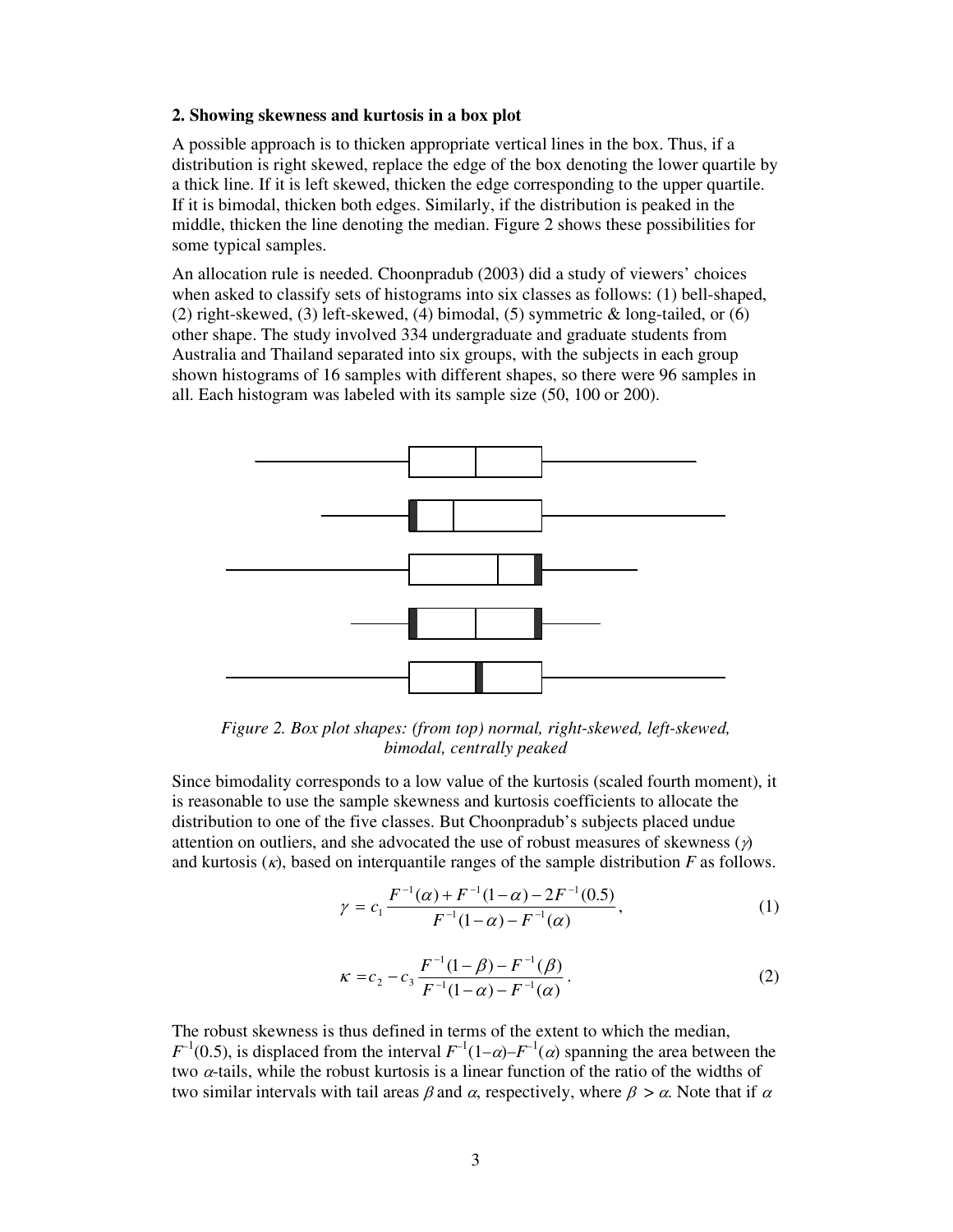## 2. Showing skewness and kurtosis in a box plot

A possible approach is to thicken appropriate vertical lines in the box. Thus, if a distribution is right skewed, replace the edge of the box denoting the lower quartile by a thick line. If it is left skewed, thicken the edge corresponding to the upper quartile. If it is bimodal, thicken both edges. Similarly, if the distribution is peaked in the middle, thicken the line denoting the median. Figure 2 shows these possibilities for some typical samples.

An allocation rule is needed. Choonpradub (2003) did a study of viewers' choices when asked to classify sets of histograms into six classes as follows: (1) bell-shaped, (2) right-skewed, (3) left-skewed, (4) bimodal, (5) symmetric & long-tailed, or (6) other shape. The study involved 334 undergraduate and graduate students from Australia and Thailand separated into six groups, with the subjects in each group shown histograms of 16 samples with different shapes, so there were 96 samples in all. Each histogram was labeled with its sample size (50, 100 or 200).

*Figure 2. Box plot shapes: (from top) normal, right-skewed, left-skewed, bimodal, centrally peaked*

Since bimodality corresponds to a low value of the kurtosis (scaled fourth moment), it is reasonable to use the sample skewness and kurtosis coefficients to allocate the distribution to one of the five classes. But Choonpradub's subjects placed undue attention on outliers, and she advocated the use of robust measures of skewness ($\gamma$) and kurtosis ($\kappa$), based on interquantile ranges of the sample distribution $F$ as follows.

$$\gamma = c_1 \frac{F^{-1}(\alpha) + F^{-1}(1-\alpha) - 2F^{-1}(0.5)}{F^{-1}(1-\alpha) - F^{-1}(\alpha)}, \tag{1}$$

$$\kappa = c_2 - c_3 \frac{F^{-1}(1-\beta) - F^{-1}(\beta)}{F^{-1}(1-\alpha) - F^{-1}(\alpha)}. \tag{2}$$

The robust skewness is thus defined in terms of the extent to which the median, $F^{-1}(0.5)$, is displaced from the interval $F^{-1}(1-\alpha)$–$F^{-1}(\alpha)$ spanning the area between the two $\alpha$-tails, while the robust kurtosis is a linear function of the ratio of the widths of two similar intervals with tail areas $\beta$ and $\alpha$, respectively, where $\beta > \alpha$. Note that if $\alpha$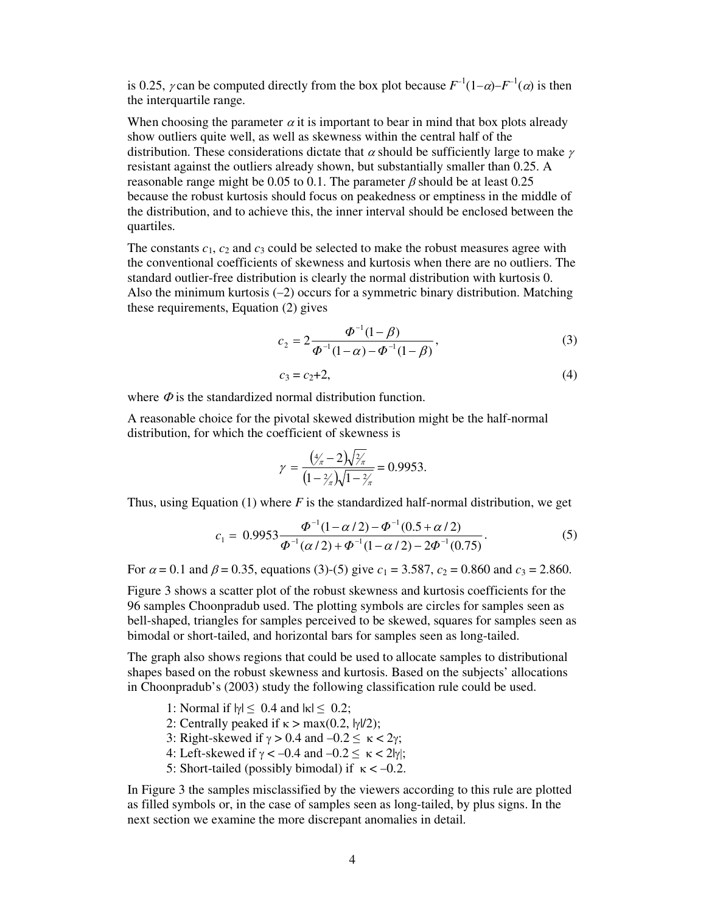is 0.25, $\gamma$ can be computed directly from the box plot because $F^{-1}(1-\alpha)-F^{-1}(\alpha)$ is then the interquartile range.

When choosing the parameter $\alpha$ it is important to bear in mind that box plots already show outliers quite well, as well as skewness within the central half of the distribution. These considerations dictate that $\alpha$ should be sufficiently large to make $\gamma$ resistant against the outliers already shown, but substantially smaller than 0.25. A reasonable range might be 0.05 to 0.1. The parameter $\beta$ should be at least 0.25 because the robust kurtosis should focus on peakedness or emptiness in the middle of the distribution, and to achieve this, the inner interval should be enclosed between the quartiles.

The constants $c_1$, $c_2$ and $c_3$ could be selected to make the robust measures agree with the conventional coefficients of skewness and kurtosis when there are no outliers. The standard outlier-free distribution is clearly the normal distribution with kurtosis 0. Also the minimum kurtosis (–2) occurs for a symmetric binary distribution. Matching these requirements, Equation (2) gives

$$c_2 = 2\frac{\Phi^{-1}(1-\beta)}{\Phi^{-1}(1-\alpha)-\Phi^{-1}(1-\beta)}, \tag{3}$$

$$c_3 = c_2+2, \tag{4}$$

where $\Phi$ is the standardized normal distribution function.

A reasonable choice for the pivotal skewed distribution might be the half-normal distribution, for which the coefficient of skewness is

$$\gamma = \frac{\left(\frac{4}{\pi}-2\right)\sqrt{\frac{2}{\pi}}}{\left(1-\frac{2}{\pi}\right)\sqrt{1-\frac{2}{\pi}}} = 0.9953.$$

Thus, using Equation (1) where $F$ is the standardized half-normal distribution, we get

$$c_1 = 0.9953\frac{\Phi^{-1}(1-\alpha/2)-\Phi^{-1}(0.5+\alpha/2)}{\Phi^{-1}(\alpha/2)+\Phi^{-1}(1-\alpha/2)-2\Phi^{-1}(0.75)}. \tag{5}$$

For $\alpha = 0.1$ and $\beta = 0.35$, equations (3)-(5) give $c_1 = 3.587$, $c_2 = 0.860$ and $c_3 = 2.860$.

Figure 3 shows a scatter plot of the robust skewness and kurtosis coefficients for the 96 samples Choonpradub used. The plotting symbols are circles for samples seen as bell-shaped, triangles for samples perceived to be skewed, squares for samples seen as bimodal or short-tailed, and horizontal bars for samples seen as long-tailed.

The graph also shows regions that could be used to allocate samples to distributional shapes based on the robust skewness and kurtosis. Based on the subjects' allocations in Choonpradub's (2003) study the following classification rule could be used.

1: Normal if $|\gamma| \le 0.4$ and $|\kappa| \le 0.2$;
2: Centrally peaked if $\kappa > \max(0.2, |\gamma|/2)$;
3: Right-skewed if $\gamma > 0.4$ and $-0.2 \le \kappa < 2\gamma$;
4: Left-skewed if $\gamma < -0.4$ and $-0.2 \le \kappa < 2|\gamma|$;
5: Short-tailed (possibly bimodal) if $\kappa < -0.2$.

In Figure 3 the samples misclassified by the viewers according to this rule are plotted as filled symbols or, in the case of samples seen as long-tailed, by plus signs. In the next section we examine the more discrepant anomalies in detail.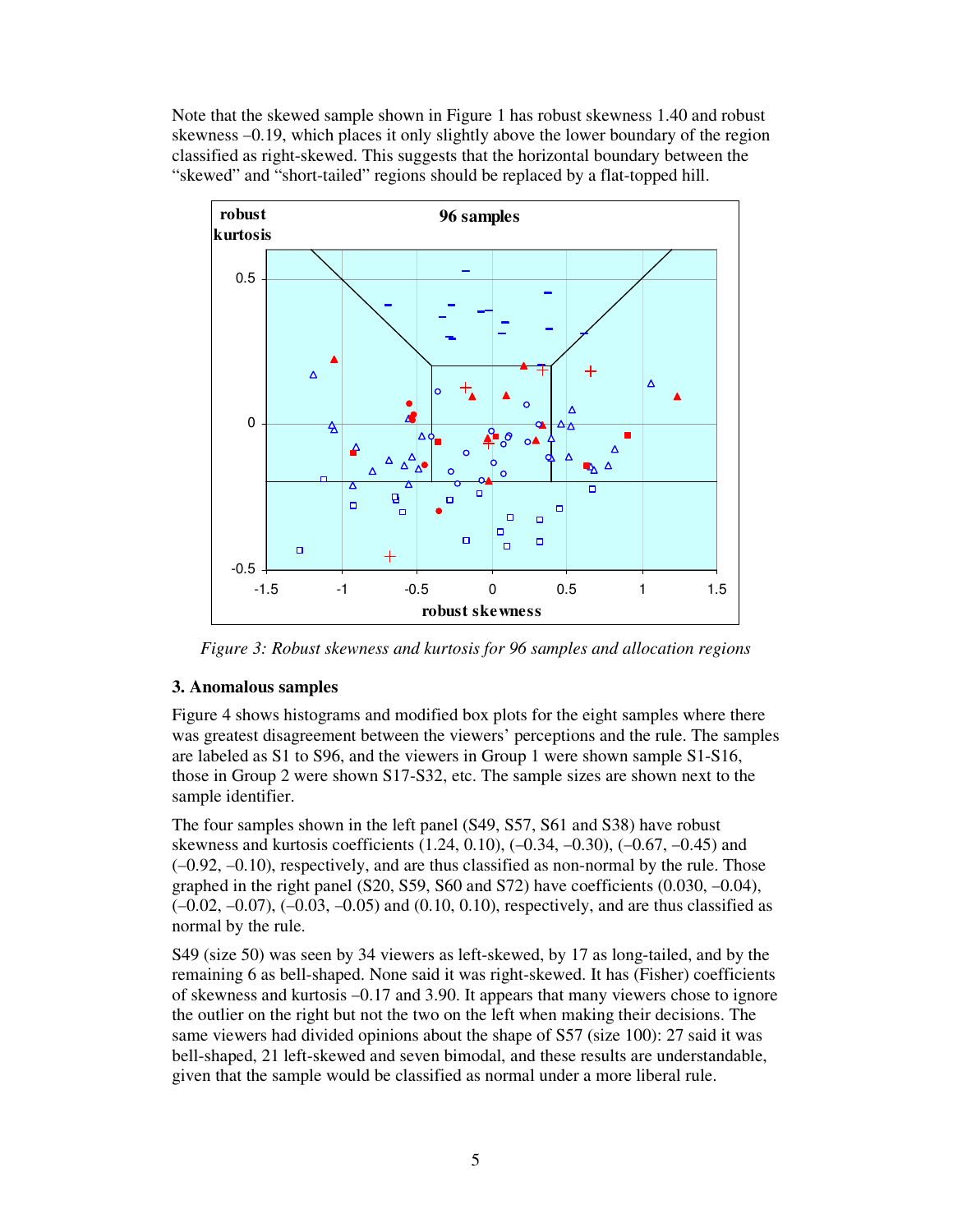Note that the skewed sample shown in Figure 1 has robust skewness 1.40 and robust skewness –0.19, which places it only slightly above the lower boundary of the region classified as right-skewed. This suggests that the horizontal boundary between the "skewed" and "short-tailed" regions should be replaced by a flat-topped hill.

*Figure 3: Robust skewness and kurtosis for 96 samples and allocation regions*

### 3. Anomalous samples

Figure 4 shows histograms and modified box plots for the eight samples where there was greatest disagreement between the viewers' perceptions and the rule. The samples are labeled as S1 to S96, and the viewers in Group 1 were shown sample S1-S16, those in Group 2 were shown S17-S32, etc. The sample sizes are shown next to the sample identifier.

The four samples shown in the left panel (S49, S57, S61 and S38) have robust skewness and kurtosis coefficients (1.24, 0.10), (–0.34, –0.30), (–0.67, –0.45) and (–0.92, –0.10), respectively, and are thus classified as non-normal by the rule. Those graphed in the right panel (S20, S59, S60 and S72) have coefficients (0.030, –0.04), (–0.02, –0.07), (–0.03, –0.05) and (0.10, 0.10), respectively, and are thus classified as normal by the rule.

S49 (size 50) was seen by 34 viewers as left-skewed, by 17 as long-tailed, and by the remaining 6 as bell-shaped. None said it was right-skewed. It has (Fisher) coefficients of skewness and kurtosis –0.17 and 3.90. It appears that many viewers chose to ignore the outlier on the right but not the two on the left when making their decisions. The same viewers had divided opinions about the shape of S57 (size 100): 27 said it was bell-shaped, 21 left-skewed and seven bimodal, and these results are understandable, given that the sample would be classified as normal under a more liberal rule.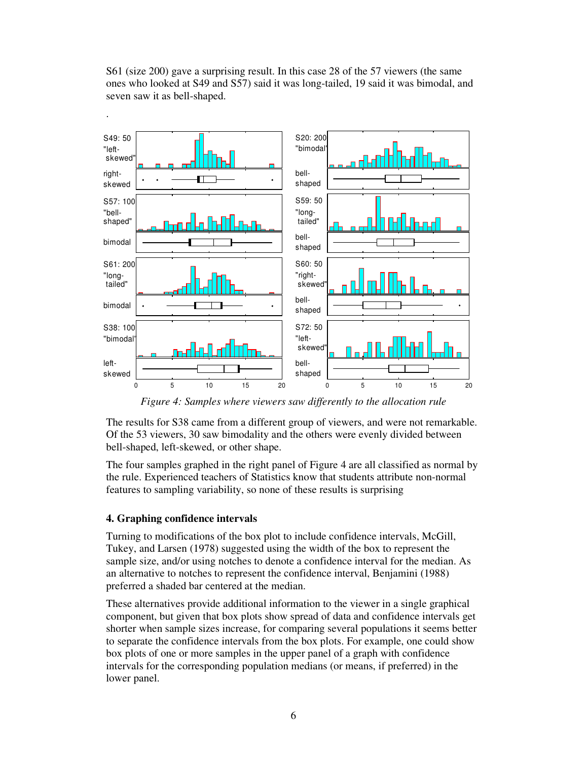S61 (size 200) gave a surprising result. In this case 28 of the 57 viewers (the same ones who looked at S49 and S57) said it was long-tailed, 19 said it was bimodal, and seven saw it as bell-shaped.

.

*Figure 4: Samples where viewers saw differently to the allocation rule*

The results for S38 came from a different group of viewers, and were not remarkable. Of the 53 viewers, 30 saw bimodality and the others were evenly divided between bell-shaped, left-skewed, or other shape.

The four samples graphed in the right panel of Figure 4 are all classified as normal by the rule. Experienced teachers of Statistics know that students attribute non-normal features to sampling variability, so none of these results is surprising

### 4. Graphing confidence intervals

Turning to modifications of the box plot to include confidence intervals, McGill, Tukey, and Larsen (1978) suggested using the width of the box to represent the sample size, and/or using notches to denote a confidence interval for the median. As an alternative to notches to represent the confidence interval, Benjamini (1988) preferred a shaded bar centered at the median.

These alternatives provide additional information to the viewer in a single graphical component, but given that box plots show spread of data and confidence intervals get shorter when sample sizes increase, for comparing several populations it seems better to separate the confidence intervals from the box plots. For example, one could show box plots of one or more samples in the upper panel of a graph with confidence intervals for the corresponding population medians (or means, if preferred) in the lower panel.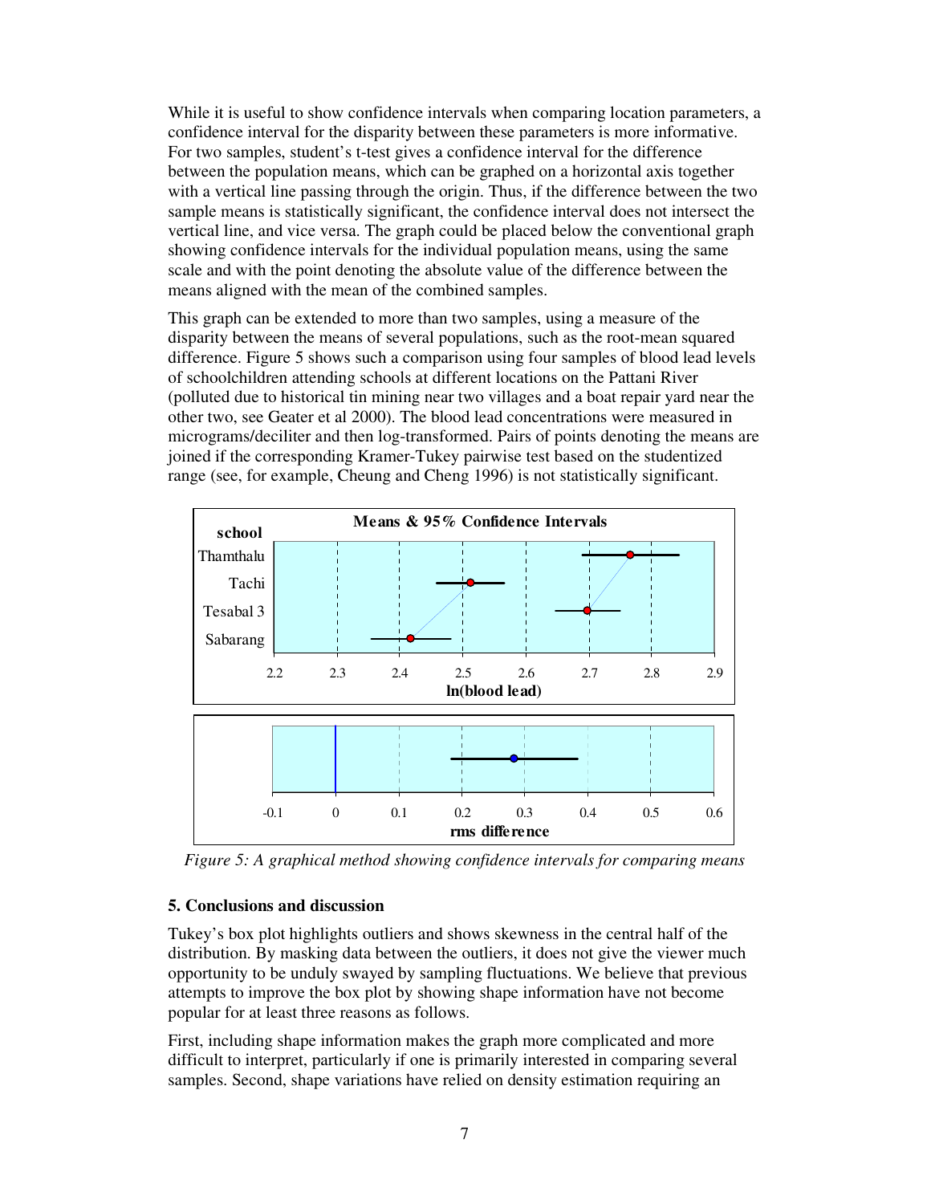While it is useful to show confidence intervals when comparing location parameters, a confidence interval for the disparity between these parameters is more informative. For two samples, student's t-test gives a confidence interval for the difference between the population means, which can be graphed on a horizontal axis together with a vertical line passing through the origin. Thus, if the difference between the two sample means is statistically significant, the confidence interval does not intersect the vertical line, and vice versa. The graph could be placed below the conventional graph showing confidence intervals for the individual population means, using the same scale and with the point denoting the absolute value of the difference between the means aligned with the mean of the combined samples.

This graph can be extended to more than two samples, using a measure of the disparity between the means of several populations, such as the root-mean squared difference. Figure 5 shows such a comparison using four samples of blood lead levels of schoolchildren attending schools at different locations on the Pattani River (polluted due to historical tin mining near two villages and a boat repair yard near the other two, see Geater et al 2000). The blood lead concentrations were measured in micrograms/deciliter and then log-transformed. Pairs of points denoting the means are joined if the corresponding Kramer-Tukey pairwise test based on the studentized range (see, for example, Cheung and Cheng 1996) is not statistically significant.

*Figure 5: A graphical method showing confidence intervals for comparing means*

### 5. Conclusions and discussion

Tukey's box plot highlights outliers and shows skewness in the central half of the distribution. By masking data between the outliers, it does not give the viewer much opportunity to be unduly swayed by sampling fluctuations. We believe that previous attempts to improve the box plot by showing shape information have not become popular for at least three reasons as follows.

First, including shape information makes the graph more complicated and more difficult to interpret, particularly if one is primarily interested in comparing several samples. Second, shape variations have relied on density estimation requiring an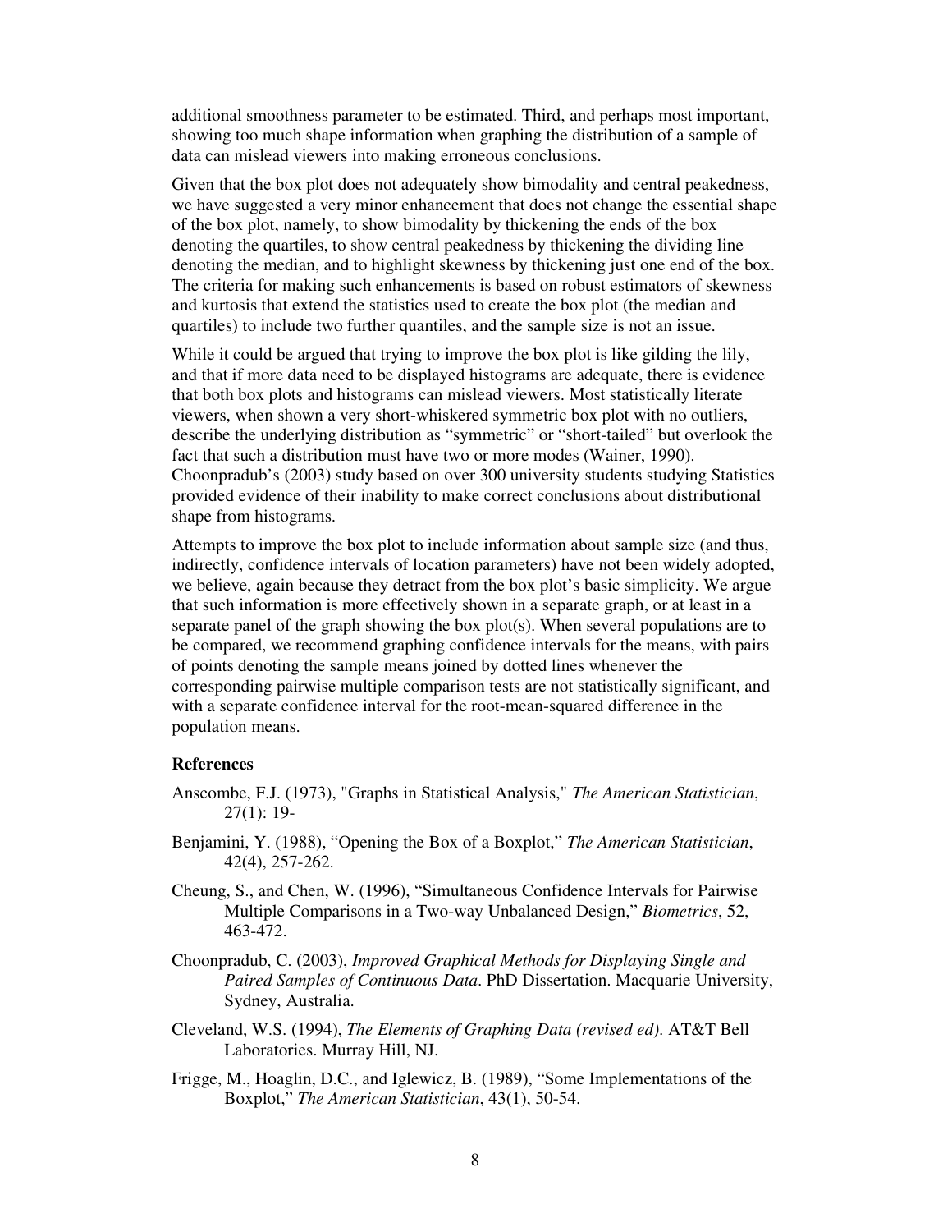additional smoothness parameter to be estimated. Third, and perhaps most important, showing too much shape information when graphing the distribution of a sample of data can mislead viewers into making erroneous conclusions.

Given that the box plot does not adequately show bimodality and central peakedness, we have suggested a very minor enhancement that does not change the essential shape of the box plot, namely, to show bimodality by thickening the ends of the box denoting the quartiles, to show central peakedness by thickening the dividing line denoting the median, and to highlight skewness by thickening just one end of the box. The criteria for making such enhancements is based on robust estimators of skewness and kurtosis that extend the statistics used to create the box plot (the median and quartiles) to include two further quantiles, and the sample size is not an issue.

While it could be argued that trying to improve the box plot is like gilding the lily, and that if more data need to be displayed histograms are adequate, there is evidence that both box plots and histograms can mislead viewers. Most statistically literate viewers, when shown a very short-whiskered symmetric box plot with no outliers, describe the underlying distribution as "symmetric" or "short-tailed" but overlook the fact that such a distribution must have two or more modes (Wainer, 1990). Choonpradub's (2003) study based on over 300 university students studying Statistics provided evidence of their inability to make correct conclusions about distributional shape from histograms.

Attempts to improve the box plot to include information about sample size (and thus, indirectly, confidence intervals of location parameters) have not been widely adopted, we believe, again because they detract from the box plot's basic simplicity. We argue that such information is more effectively shown in a separate graph, or at least in a separate panel of the graph showing the box plot(s). When several populations are to be compared, we recommend graphing confidence intervals for the means, with pairs of points denoting the sample means joined by dotted lines whenever the corresponding pairwise multiple comparison tests are not statistically significant, and with a separate confidence interval for the root-mean-squared difference in the population means.

**References**

Anscombe, F.J. (1973), "Graphs in Statistical Analysis," *The American Statistician*, 27(1): 19-

Benjamini, Y. (1988), "Opening the Box of a Boxplot," *The American Statistician*, 42(4), 257-262.

Cheung, S., and Chen, W. (1996), "Simultaneous Confidence Intervals for Pairwise Multiple Comparisons in a Two-way Unbalanced Design," *Biometrics*, 52, 463-472.

Choonpradub, C. (2003), *Improved Graphical Methods for Displaying Single and Paired Samples of Continuous Data*. PhD Dissertation. Macquarie University, Sydney, Australia.

Cleveland, W.S. (1994), *The Elements of Graphing Data (revised ed)*. AT&T Bell Laboratories. Murray Hill, NJ.

Frigge, M., Hoaglin, D.C., and Iglewicz, B. (1989), "Some Implementations of the Boxplot," *The American Statistician*, 43(1), 50-54.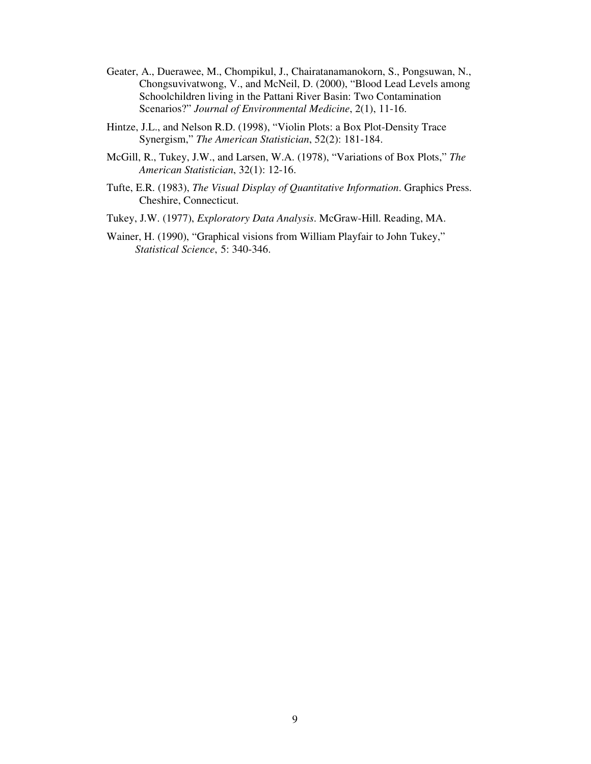Geater, A., Duerawee, M., Chompikul, J., Chairatanamanokorn, S., Pongsuwan, N., Chongsuvivatwong, V., and McNeil, D. (2000), "Blood Lead Levels among Schoolchildren living in the Pattani River Basin: Two Contamination Scenarios?" *Journal of Environmental Medicine*, 2(1), 11-16.

Hintze, J.L., and Nelson R.D. (1998), "Violin Plots: a Box Plot-Density Trace Synergism," *The American Statistician*, 52(2): 181-184.

McGill, R., Tukey, J.W., and Larsen, W.A. (1978), "Variations of Box Plots," *The American Statistician*, 32(1): 12-16.

Tufte, E.R. (1983), *The Visual Display of Quantitative Information*. Graphics Press. Cheshire, Connecticut.

Tukey, J.W. (1977), *Exploratory Data Analysis*. McGraw-Hill. Reading, MA.

Wainer, H. (1990), "Graphical visions from William Playfair to John Tukey," *Statistical Science*, 5: 340-346.